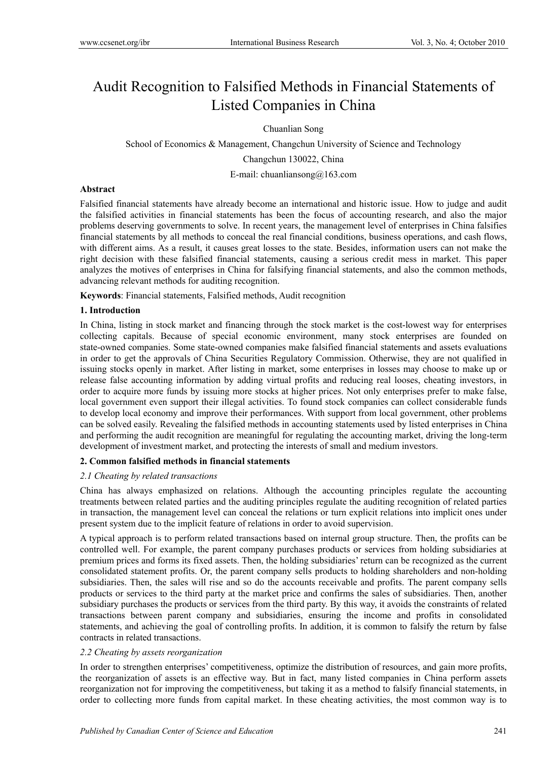# Audit Recognition to Falsified Methods in Financial Statements of Listed Companies in China

Chuanlian Song

School of Economics & Management, Changchun University of Science and Technology

Changchun 130022, China

E-mail: chuanliansong@163.com

**Abstract**

Falsified financial statements have already become an international and historic issue. How to judge and audit the falsified activities in financial statements has been the focus of accounting research, and also the major problems deserving governments to solve. In recent years, the management level of enterprises in China falsifies financial statements by all methods to conceal the real financial conditions, business operations, and cash flows, with different aims. As a result, it causes great losses to the state. Besides, information users can not make the right decision with these falsified financial statements, causing a serious credit mess in market. This paper analyzes the motives of enterprises in China for falsifying financial statements, and also the common methods, advancing relevant methods for auditing recognition.

**Keywords**: Financial statements, Falsified methods, Audit recognition

## 1. Introduction

In China, listing in stock market and financing through the stock market is the cost-lowest way for enterprises collecting capitals. Because of special economic environment, many stock enterprises are founded on state-owned companies. Some state-owned companies make falsified financial statements and assets evaluations in order to get the approvals of China Securities Regulatory Commission. Otherwise, they are not qualified in issuing stocks openly in market. After listing in market, some enterprises in losses may choose to make up or release false accounting information by adding virtual profits and reducing real looses, cheating investors, in order to acquire more funds by issuing more stocks at higher prices. Not only enterprises prefer to make false, local government even support their illegal activities. To found stock companies can collect considerable funds to develop local economy and improve their performances. With support from local government, other problems can be solved easily. Revealing the falsified methods in accounting statements used by listed enterprises in China and performing the audit recognition are meaningful for regulating the accounting market, driving the long-term development of investment market, and protecting the interests of small and medium investors.

## 2. Common falsified methods in financial statements

### *2.1 Cheating by related transactions*

China has always emphasized on relations. Although the accounting principles regulate the accounting treatments between related parties and the auditing principles regulate the auditing recognition of related parties in transaction, the management level can conceal the relations or turn explicit relations into implicit ones under present system due to the implicit feature of relations in order to avoid supervision.

A typical approach is to perform related transactions based on internal group structure. Then, the profits can be controlled well. For example, the parent company purchases products or services from holding subsidiaries at premium prices and forms its fixed assets. Then, the holding subsidiaries' return can be recognized as the current consolidated statement profits. Or, the parent company sells products to holding shareholders and non-holding subsidiaries. Then, the sales will rise and so do the accounts receivable and profits. The parent company sells products or services to the third party at the market price and confirms the sales of subsidiaries. Then, another subsidiary purchases the products or services from the third party. By this way, it avoids the constraints of related transactions between parent company and subsidiaries, ensuring the income and profits in consolidated statements, and achieving the goal of controlling profits. In addition, it is common to falsify the return by false contracts in related transactions.

### *2.2 Cheating by assets reorganization*

In order to strengthen enterprises' competitiveness, optimize the distribution of resources, and gain more profits, the reorganization of assets is an effective way. But in fact, many listed companies in China perform assets reorganization not for improving the competitiveness, but taking it as a method to falsify financial statements, in order to collecting more funds from capital market. In these cheating activities, the most common way is to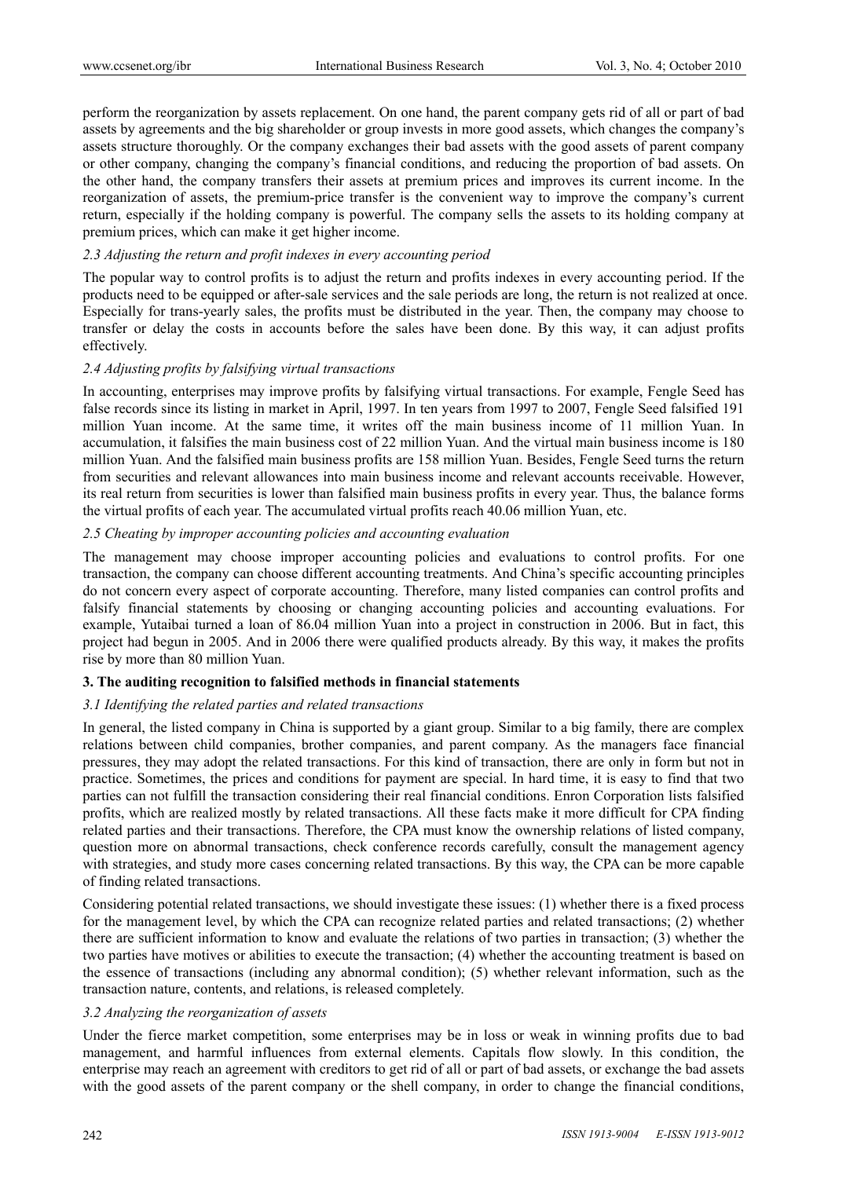perform the reorganization by assets replacement. On one hand, the parent company gets rid of all or part of bad assets by agreements and the big shareholder or group invests in more good assets, which changes the company's assets structure thoroughly. Or the company exchanges their bad assets with the good assets of parent company or other company, changing the company's financial conditions, and reducing the proportion of bad assets. On the other hand, the company transfers their assets at premium prices and improves its current income. In the reorganization of assets, the premium-price transfer is the convenient way to improve the company's current return, especially if the holding company is powerful. The company sells the assets to its holding company at premium prices, which can make it get higher income.

### *2.3 Adjusting the return and profit indexes in every accounting period*

The popular way to control profits is to adjust the return and profits indexes in every accounting period. If the products need to be equipped or after-sale services and the sale periods are long, the return is not realized at once. Especially for trans-yearly sales, the profits must be distributed in the year. Then, the company may choose to transfer or delay the costs in accounts before the sales have been done. By this way, it can adjust profits effectively.

### *2.4 Adjusting profits by falsifying virtual transactions*

In accounting, enterprises may improve profits by falsifying virtual transactions. For example, Fengle Seed has false records since its listing in market in April, 1997. In ten years from 1997 to 2007, Fengle Seed falsified 191 million Yuan income. At the same time, it writes off the main business income of 11 million Yuan. In accumulation, it falsifies the main business cost of 22 million Yuan. And the virtual main business income is 180 million Yuan. And the falsified main business profits are 158 million Yuan. Besides, Fengle Seed turns the return from securities and relevant allowances into main business income and relevant accounts receivable. However, its real return from securities is lower than falsified main business profits in every year. Thus, the balance forms the virtual profits of each year. The accumulated virtual profits reach 40.06 million Yuan, etc.

### *2.5 Cheating by improper accounting policies and accounting evaluation*

The management may choose improper accounting policies and evaluations to control profits. For one transaction, the company can choose different accounting treatments. And China's specific accounting principles do not concern every aspect of corporate accounting. Therefore, many listed companies can control profits and falsify financial statements by choosing or changing accounting policies and accounting evaluations. For example, Yutaibai turned a loan of 86.04 million Yuan into a project in construction in 2006. But in fact, this project had begun in 2005. And in 2006 there were qualified products already. By this way, it makes the profits rise by more than 80 million Yuan.

## **3. The auditing recognition to falsified methods in financial statements**

### *3.1 Identifying the related parties and related transactions*

In general, the listed company in China is supported by a giant group. Similar to a big family, there are complex relations between child companies, brother companies, and parent company. As the managers face financial pressures, they may adopt the related transactions. For this kind of transaction, there are only in form but not in practice. Sometimes, the prices and conditions for payment are special. In hard time, it is easy to find that two parties can not fulfill the transaction considering their real financial conditions. Enron Corporation lists falsified profits, which are realized mostly by related transactions. All these facts make it more difficult for CPA finding related parties and their transactions. Therefore, the CPA must know the ownership relations of listed company, question more on abnormal transactions, check conference records carefully, consult the management agency with strategies, and study more cases concerning related transactions. By this way, the CPA can be more capable of finding related transactions.

Considering potential related transactions, we should investigate these issues: (1) whether there is a fixed process for the management level, by which the CPA can recognize related parties and related transactions; (2) whether there are sufficient information to know and evaluate the relations of two parties in transaction; (3) whether the two parties have motives or abilities to execute the transaction; (4) whether the accounting treatment is based on the essence of transactions (including any abnormal condition); (5) whether relevant information, such as the transaction nature, contents, and relations, is released completely.

### *3.2 Analyzing the reorganization of assets*

Under the fierce market competition, some enterprises may be in loss or weak in winning profits due to bad management, and harmful influences from external elements. Capitals flow slowly. In this condition, the enterprise may reach an agreement with creditors to get rid of all or part of bad assets, or exchange the bad assets with the good assets of the parent company or the shell company, in order to change the financial conditions,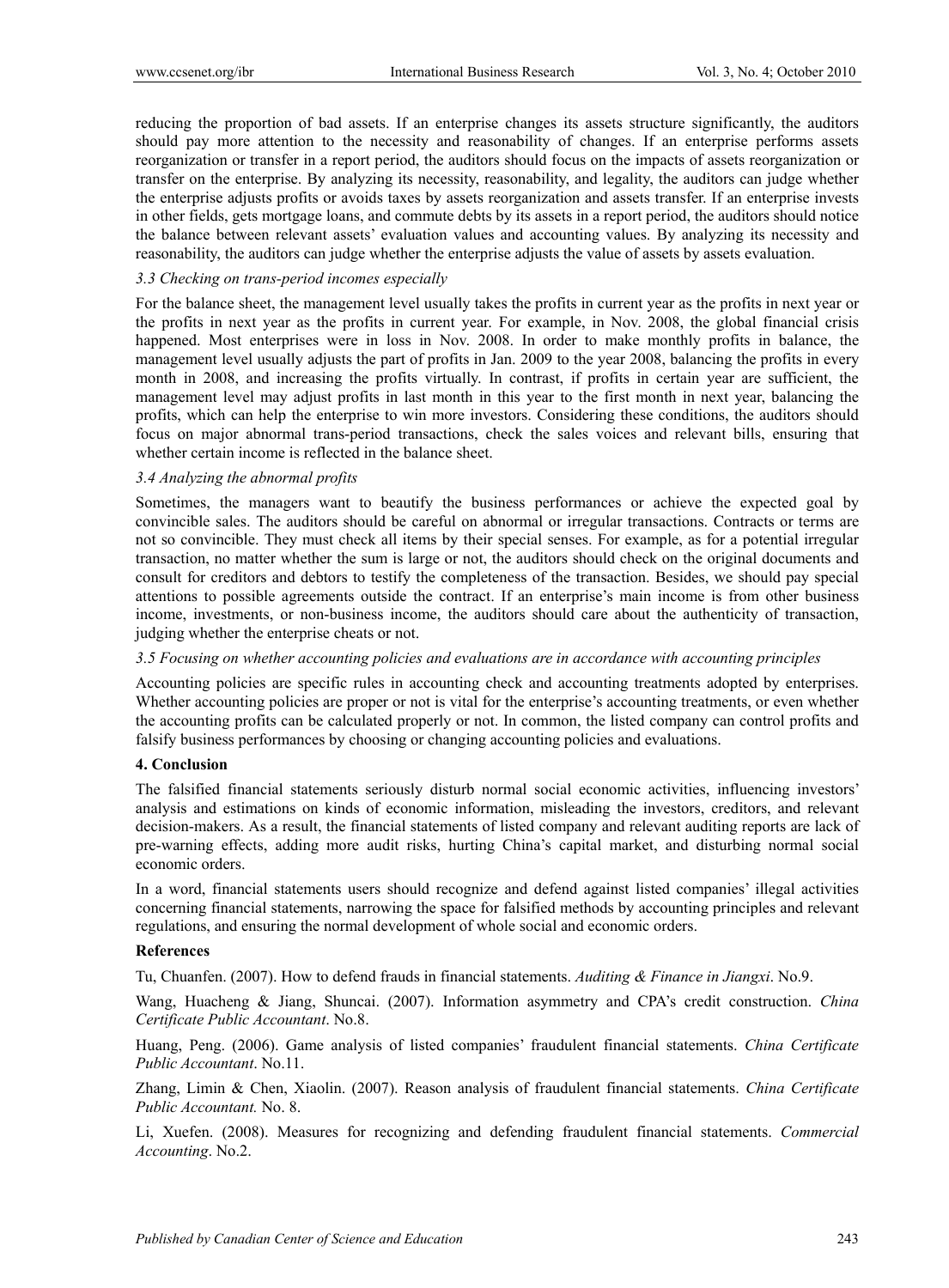reducing the proportion of bad assets. If an enterprise changes its assets structure significantly, the auditors should pay more attention to the necessity and reasonability of changes. If an enterprise performs assets reorganization or transfer in a report period, the auditors should focus on the impacts of assets reorganization or transfer on the enterprise. By analyzing its necessity, reasonability, and legality, the auditors can judge whether the enterprise adjusts profits or avoids taxes by assets reorganization and assets transfer. If an enterprise invests in other fields, gets mortgage loans, and commute debts by its assets in a report period, the auditors should notice the balance between relevant assets' evaluation values and accounting values. By analyzing its necessity and reasonability, the auditors can judge whether the enterprise adjusts the value of assets by assets evaluation.

### *3.3 Checking on trans-period incomes especially*

For the balance sheet, the management level usually takes the profits in current year as the profits in next year or the profits in next year as the profits in current year. For example, in Nov. 2008, the global financial crisis happened. Most enterprises were in loss in Nov. 2008. In order to make monthly profits in balance, the management level usually adjusts the part of profits in Jan. 2009 to the year 2008, balancing the profits in every month in 2008, and increasing the profits virtually. In contrast, if profits in certain year are sufficient, the management level may adjust profits in last month in this year to the first month in next year, balancing the profits, which can help the enterprise to win more investors. Considering these conditions, the auditors should focus on major abnormal trans-period transactions, check the sales voices and relevant bills, ensuring that whether certain income is reflected in the balance sheet.

### *3.4 Analyzing the abnormal profits*

Sometimes, the managers want to beautify the business performances or achieve the expected goal by convincible sales. The auditors should be careful on abnormal or irregular transactions. Contracts or terms are not so convincible. They must check all items by their special senses. For example, as for a potential irregular transaction, no matter whether the sum is large or not, the auditors should check on the original documents and consult for creditors and debtors to testify the completeness of the transaction. Besides, we should pay special attentions to possible agreements outside the contract. If an enterprise's main income is from other business income, investments, or non-business income, the auditors should care about the authenticity of transaction, judging whether the enterprise cheats or not.

### *3.5 Focusing on whether accounting policies and evaluations are in accordance with accounting principles*

Accounting policies are specific rules in accounting check and accounting treatments adopted by enterprises. Whether accounting policies are proper or not is vital for the enterprise's accounting treatments, or even whether the accounting profits can be calculated properly or not. In common, the listed company can control profits and falsify business performances by choosing or changing accounting policies and evaluations.

## 4. Conclusion

The falsified financial statements seriously disturb normal social economic activities, influencing investors' analysis and estimations on kinds of economic information, misleading the investors, creditors, and relevant decision-makers. As a result, the financial statements of listed company and relevant auditing reports are lack of pre-warning effects, adding more audit risks, hurting China's capital market, and disturbing normal social economic orders.

In a word, financial statements users should recognize and defend against listed companies' illegal activities concerning financial statements, narrowing the space for falsified methods by accounting principles and relevant regulations, and ensuring the normal development of whole social and economic orders.

## References

Tu, Chuanfen. (2007). How to defend frauds in financial statements. *Auditing & Finance in Jiangxi*. No.9.

Wang, Huacheng & Jiang, Shuncai. (2007). Information asymmetry and CPA's credit construction. *China Certificate Public Accountant*. No.8.

Huang, Peng. (2006). Game analysis of listed companies' fraudulent financial statements. *China Certificate Public Accountant*. No.11.

Zhang, Limin & Chen, Xiaolin. (2007). Reason analysis of fraudulent financial statements. *China Certificate Public Accountant.* No. 8.

Li, Xuefen. (2008). Measures for recognizing and defending fraudulent financial statements. *Commercial Accounting*. No.2.